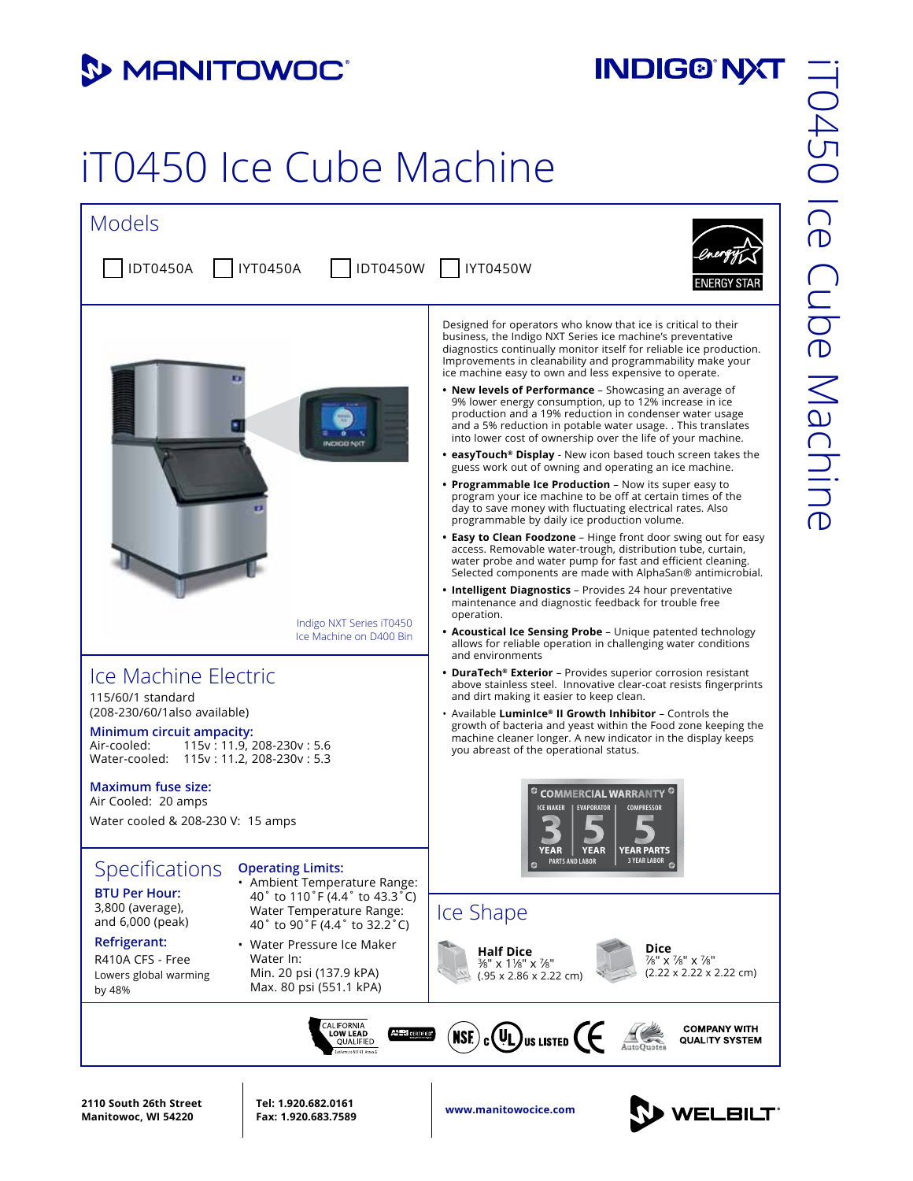MANITOWOC

INDIGO NXT

# iT0450 Ice Cube Machine

## Models

☐ IDT0450A ☐ IYT0450A ☐ IDT0450W ☐ IYT0450W

ENERGY STAR

Indigo NXT Series iT0450 Ice Machine on D400 Bin

Designed for operators who know that ice is critical to their business, the Indigo NXT Series ice machine's preventative diagnostics continually monitor itself for reliable ice production. Improvements in cleanability and programmability make your ice machine easy to own and less expensive to operate.

- **New levels of Performance** – Showcasing an average of 9% lower energy consumption, up to 12% increase in ice production and a 19% reduction in condenser water usage and a 5% reduction in potable water usage. . This translates into lower cost of ownership over the life of your machine.
- **easyTouch® Display** - New icon based touch screen takes the guess work out of owning and operating an ice machine.
- **Programmable Ice Production** – Now its super easy to program your ice machine to be off at certain times of the day to save money with fluctuating electrical rates. Also programmable by daily ice production volume.
- **Easy to Clean Foodzone** – Hinge front door swing out for easy access. Removable water-trough, distribution tube, curtain, water probe and water pump for fast and efficient cleaning. Selected components are made with AlphaSan® antimicrobial.
- **Intelligent Diagnostics** – Provides 24 hour preventative maintenance and diagnostic feedback for trouble free operation.
- **Acoustical Ice Sensing Probe** – Unique patented technology allows for reliable operation in challenging water conditions and environments
- **DuraTech® Exterior** – Provides superior corrosion resistant above stainless steel. Innovative clear-coat resists fingerprints and dirt making it easier to keep clean.
- Available **LuminIce® II Growth Inhibitor** – Controls the growth of bacteria and yeast within the Food zone keeping the machine cleaner longer. A new indicator in the display keeps you abreast of the operational status.

## Ice Machine Electric

115/60/1 standard
(208-230/60/1also available)

**Minimum circuit ampacity:**
Air-cooled: 115v : 11.9, 208-230v : 5.6
Water-cooled: 115v : 11.2, 208-230v : 5.3

**Maximum fuse size:**
Air Cooled: 20 amps
Water cooled & 208-230 V: 15 amps

COMMERCIAL WARRANTY
ICE MAKER: 3 YEAR PARTS AND LABOR | EVAPORATOR: 5 YEAR | COMPRESSOR: 5 YEAR PARTS, 3 YEAR LABOR

## Specifications

**BTU Per Hour:**
3,800 (average), and 6,000 (peak)

**Refrigerant:**
R410A CFS - Free
Lowers global warming by 48%

**Operating Limits:**

- Ambient Temperature Range: 40˚ to 110˚F (4.4˚ to 43.3˚C)
  Water Temperature Range: 40˚ to 90˚F (4.4˚ to 32.2˚C)
- Water Pressure Ice Maker Water In:
  Min. 20 psi (137.9 kPA)
  Max. 80 psi (551.1 kPA)

## Ice Shape

**Half Dice**
⅜" x 1⅛" x ⅞"
(.95 x 2.86 x 2.22 cm)

**Dice**
⅞" x ⅞" x ⅞"
(2.22 x 2.22 x 2.22 cm)

CALIFORNIA LOW LEAD QUALIFIED | AHRI CERTIFIED | NSF | c UL US LISTED | CE | AutoQuotes | COMPANY WITH QUALITY SYSTEM

2110 South 26th Street
Manitowoc, WI 54220

Tel: 1.920.682.0161
Fax: 1.920.683.7589

www.manitowocice.com

WELBILT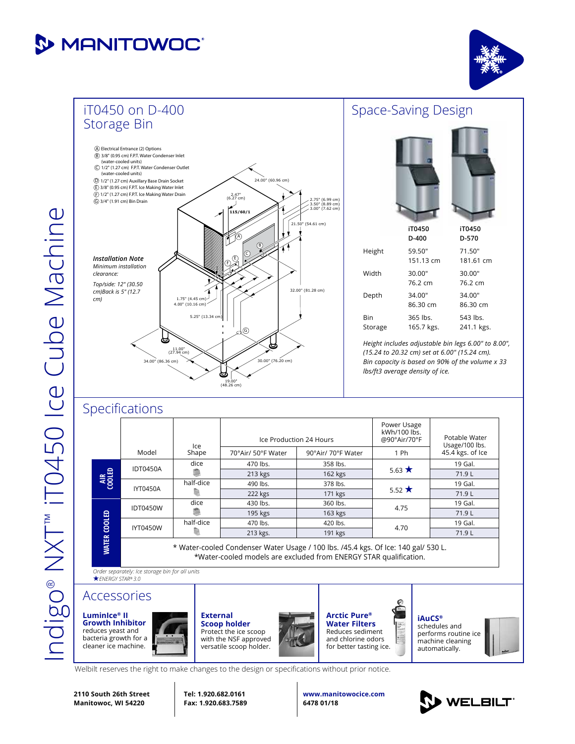# Indigo® NXT™ iT0450 Ice Cube Machine

## iT0450 on D-400 Storage Bin

- Ⓐ Electrical Entrance (2) Options
- Ⓑ 3/8" (0.95 cm) F.P.T. Water Condenser Inlet (water-cooled units)
- Ⓒ 1/2" (1.27 cm) F.P.T. Water Condenser Outlet (water-cooled units)
- Ⓓ 1/2" (1.27 cm) Auxiliary Base Drain Socket
- Ⓔ 3/8" (0.95 cm) F.P.T. Ice Making Water Inlet
- Ⓕ 1/2" (1.27 cm) F.P.T. Ice Making Water Drain
- Ⓖ 3/4" (1.91 cm) Bin Drain

***Installation Note***
*Minimum installation clearance:*

*Top/side: 12" (30.50 cm)Back is 5" (12.7 cm)*

24.00" (60.96 cm)
2.47" (6.27 cm)
115/60/1
2.75" (6.99 cm)
3.50" (8.89 cm)
3.00" (7.62 cm)
21.50" (54.61 cm)
32.00" (81.28 cm)
1.75" (4.45 cm)
4.00" (10.16 cm)
5.25" (13.34 cm)
11.00" (27.94 cm)
34.00" (86.36 cm)
30.00" (76.20 cm)
19.00" (48.26 cm)

## Space-Saving Design

| | iT0450 D-400 | iT0450 D-570 |
|---|---|---|
| Height | 59.50" 151.13 cm | 71.50" 181.61 cm |
| Width | 30.00" 76.2 cm | 30.00" 76.2 cm |
| Depth | 34.00" 86.30 cm | 34.00" 86.30 cm |
| Bin Storage | 365 lbs. 165.7 kgs. | 543 lbs. 241.1 kgs. |

*Height includes adjustable bin legs 6.00" to 8.00", (15.24 to 20.32 cm) set at 6.00" (15.24 cm). Bin capacity is based on 90% of the volume x 33 lbs/ft3 average density of ice.*

## Specifications

| | Model | Ice Shape | Ice Production 24 Hours 70°Air/ 50°F Water | Ice Production 24 Hours 90°Air/ 70°F Water | Power Usage kWh/100 lbs. @90°Air/70°F 1 Ph | Potable Water Usage/100 lbs. 45.4 kgs. of Ice |
|---|---|---|---|---|---|---|
| AIR COOLED | IDT0450A | dice | 470 lbs. / 213 kgs | 358 lbs. / 162 kgs | 5.63 ★ | 19 Gal. / 71.9 L |
| AIR COOLED | IYT0450A | half-dice | 490 lbs. / 222 kgs | 378 lbs. / 171 kgs | 5.52 ★ | 19 Gal. / 71.9 L |
| WATER COOLED | IDT0450W | dice | 430 lbs. / 195 kgs | 360 lbs. / 163 kgs | 4.75 | 19 Gal. / 71.9 L |
| WATER COOLED | IYT0450W | half-dice | 470 lbs. / 213 kgs. | 420 lbs. / 191 kgs | 4.70 | 19 Gal. / 71.9 L |

\* Water-cooled Condenser Water Usage / 100 lbs. /45.4 kgs. Of Ice: 140 gal/ 530 L.
*Water-cooled models are excluded from ENERGY STAR qualification.

*Order separately: Ice storage bin for all units*
*★ENERGY STAR® 3.0*

## Accessories

**LuminIce® II Growth Inhibitor** reduces yeast and bacteria growth for a cleaner ice machine.

**External Scoop holder** Protect the ice scoop with the NSF approved versatile scoop holder.

**Arctic Pure® Water Filters** Reduces sediment and chlorine odors for better tasting ice.

**iAuCS®** schedules and performs routine ice machine cleaning automatically.

Welbilt reserves the right to make changes to the design or specifications without prior notice.

**2110 South 26th Street**
**Manitowoc, WI 54220**

**Tel: 1.920.682.0161**
**Fax: 1.920.683.7589**

**www.manitowocice.com**
**6478 01/18**